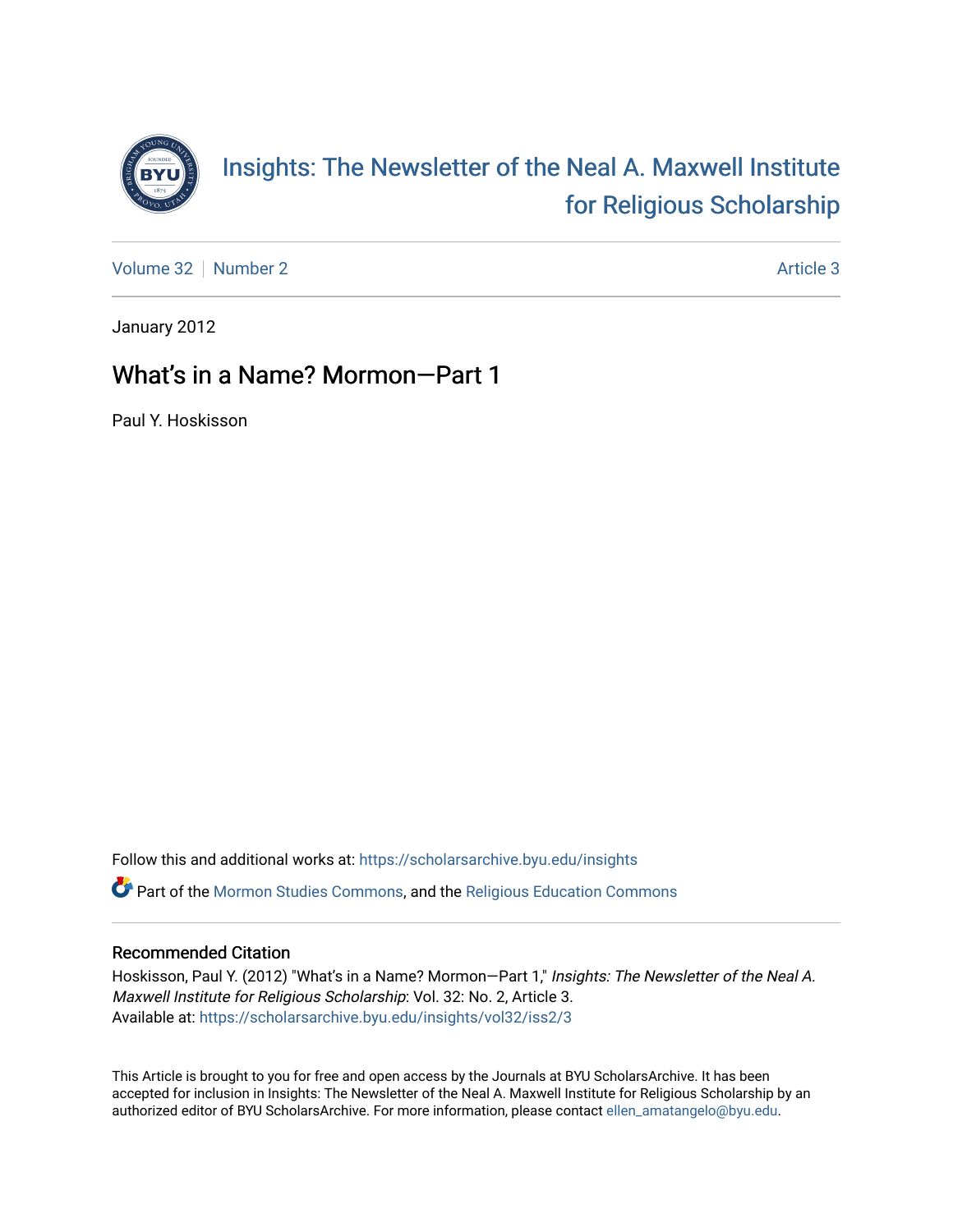# Insights: The Newsletter of the Neal A. Maxwell Institute for Religious Scholarship

Volume 32 | Number 2 | Article 3

January 2012

## What's in a Name? Mormon—Part 1

Paul Y. Hoskisson

Follow this and additional works at: https://scholarsarchive.byu.edu/insights

Part of the Mormon Studies Commons, and the Religious Education Commons

### Recommended Citation

Hoskisson, Paul Y. (2012) "What's in a Name? Mormon—Part 1," *Insights: The Newsletter of the Neal A. Maxwell Institute for Religious Scholarship*: Vol. 32: No. 2, Article 3.
Available at: https://scholarsarchive.byu.edu/insights/vol32/iss2/3

This Article is brought to you for free and open access by the Journals at BYU ScholarsArchive. It has been accepted for inclusion in Insights: The Newsletter of the Neal A. Maxwell Institute for Religious Scholarship by an authorized editor of BYU ScholarsArchive. For more information, please contact ellen_amatangelo@byu.edu.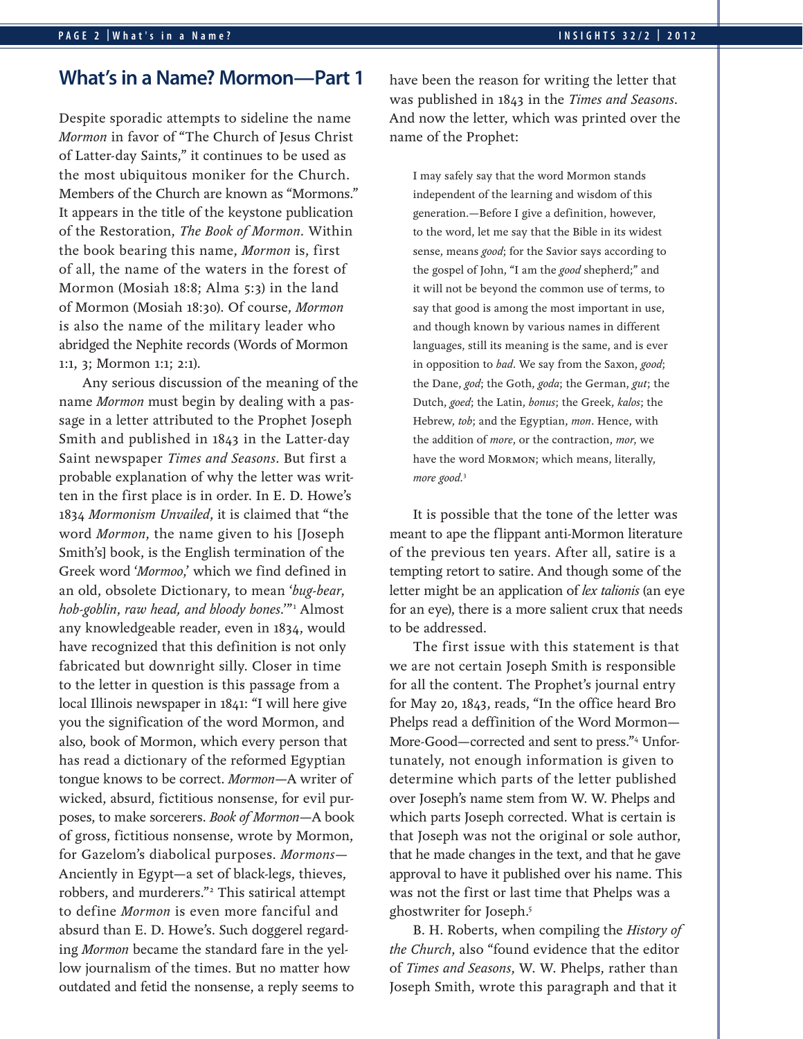## What's in a Name? Mormon—Part 1

Despite sporadic attempts to sideline the name *Mormon* in favor of "The Church of Jesus Christ of Latter-day Saints," it continues to be used as the most ubiquitous moniker for the Church. Members of the Church are known as "Mormons." It appears in the title of the keystone publication of the Restoration, *The Book of Mormon*. Within the book bearing this name, *Mormon* is, first of all, the name of the waters in the forest of Mormon (Mosiah 18:8; Alma 5:3) in the land of Mormon (Mosiah 18:30). Of course, *Mormon* is also the name of the military leader who abridged the Nephite records (Words of Mormon 1:1, 3; Mormon 1:1; 2:1).

Any serious discussion of the meaning of the name *Mormon* must begin by dealing with a passage in a letter attributed to the Prophet Joseph Smith and published in 1843 in the Latter-day Saint newspaper *Times and Seasons*. But first a probable explanation of why the letter was written in the first place is in order. In E. D. Howe's 1834 *Mormonism Unvailed*, it is claimed that "the word *Mormon*, the name given to his [Joseph Smith's] book, is the English termination of the Greek word '*Mormoo*,' which we find defined in an old, obsolete Dictionary, to mean '*bug-bear, hob-goblin, raw head, and bloody bones*.'"[1] Almost any knowledgeable reader, even in 1834, would have recognized that this definition is not only fabricated but downright silly. Closer in time to the letter in question is this passage from a local Illinois newspaper in 1841: "I will here give you the signification of the word Mormon, and also, book of Mormon, which every person that has read a dictionary of the reformed Egyptian tongue knows to be correct. *Mormon*—A writer of wicked, absurd, fictitious nonsense, for evil purposes, to make sorcerers. *Book of Mormon*—A book of gross, fictitious nonsense, wrote by Mormon, for Gazelom's diabolical purposes. *Mormons*—Anciently in Egypt—a set of black-legs, thieves, robbers, and murderers."[2] This satirical attempt to define *Mormon* is even more fanciful and absurd than E. D. Howe's. Such doggerel regarding *Mormon* became the standard fare in the yellow journalism of the times. But no matter how outdated and fetid the nonsense, a reply seems to have been the reason for writing the letter that was published in 1843 in the *Times and Seasons*. And now the letter, which was printed over the name of the Prophet:

> I may safely say that the word Mormon stands independent of the learning and wisdom of this generation.—Before I give a definition, however, to the word, let me say that the Bible in its widest sense, means *good*; for the Savior says according to the gospel of John, "I am the *good* shepherd;" and it will not be beyond the common use of terms, to say that good is among the most important in use, and though known by various names in different languages, still its meaning is the same, and is ever in opposition to *bad*. We say from the Saxon, *good*; the Dane, *god*; the Goth, *goda*; the German, *gut*; the Dutch, *goed*; the Latin, *bonus*; the Greek, *kalos*; the Hebrew, *tob*; and the Egyptian, *mon*. Hence, with the addition of *more*, or the contraction, *mor*, we have the word MORMON; which means, literally, *more good*.[3]

It is possible that the tone of the letter was meant to ape the flippant anti-Mormon literature of the previous ten years. After all, satire is a tempting retort to satire. And though some of the letter might be an application of *lex talionis* (an eye for an eye), there is a more salient crux that needs to be addressed.

The first issue with this statement is that we are not certain Joseph Smith is responsible for all the content. The Prophet's journal entry for May 20, 1843, reads, "In the office heard Bro Phelps read a deffinition of the Word Mormon—More-Good—corrected and sent to press."[4] Unfortunately, not enough information is given to determine which parts of the letter published over Joseph's name stem from W. W. Phelps and which parts Joseph corrected. What is certain is that Joseph was not the original or sole author, that he made changes in the text, and that he gave approval to have it published over his name. This was not the first or last time that Phelps was a ghostwriter for Joseph.[5]

B. H. Roberts, when compiling the *History of the Church*, also "found evidence that the editor of *Times and Seasons*, W. W. Phelps, rather than Joseph Smith, wrote this paragraph and that it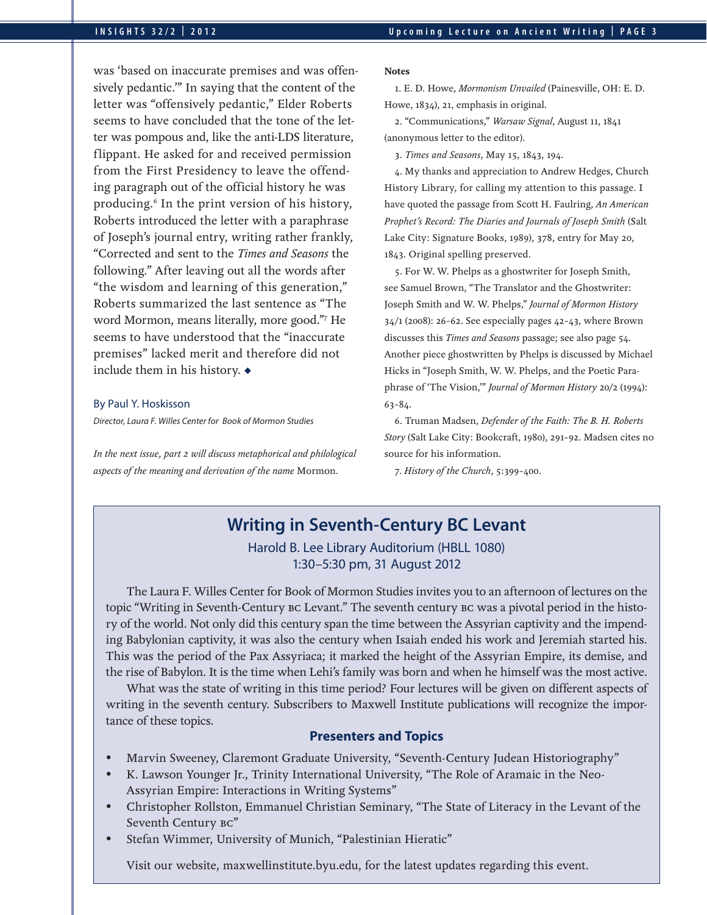was 'based on inaccurate premises and was offensively pedantic.'" In saying that the content of the letter was "offensively pedantic," Elder Roberts seems to have concluded that the tone of the letter was pompous and, like the anti-LDS literature, flippant. He asked for and received permission from the First Presidency to leave the offending paragraph out of the official history he was producing.[6] In the print version of his history, Roberts introduced the letter with a paraphrase of Joseph's journal entry, writing rather frankly, "Corrected and sent to the *Times and Seasons* the following." After leaving out all the words after "the wisdom and learning of this generation," Roberts summarized the last sentence as "The word Mormon, means literally, more good."[7] He seems to have understood that the "inaccurate premises" lacked merit and therefore did not include them in his history. ◆

By Paul Y. Hoskisson

*Director, Laura F. Willes Center for Book of Mormon Studies*

*In the next issue, part 2 will discuss metaphorical and philological aspects of the meaning and derivation of the name* Mormon.

**Notes**

1. E. D. Howe, *Mormonism Unvailed* (Painesville, OH: E. D. Howe, 1834), 21, emphasis in original.

2. "Communications," *Warsaw Signal*, August 11, 1841 (anonymous letter to the editor).

3. *Times and Seasons*, May 15, 1843, 194.

4. My thanks and appreciation to Andrew Hedges, Church History Library, for calling my attention to this passage. I have quoted the passage from Scott H. Faulring, *An American Prophet's Record: The Diaries and Journals of Joseph Smith* (Salt Lake City: Signature Books, 1989), 378, entry for May 20, 1843. Original spelling preserved.

5. For W. W. Phelps as a ghostwriter for Joseph Smith, see Samuel Brown, "The Translator and the Ghostwriter: Joseph Smith and W. W. Phelps," *Journal of Mormon History* 34/1 (2008): 26–62. See especially pages 42–43, where Brown discusses this *Times and Seasons* passage; see also page 54. Another piece ghostwritten by Phelps is discussed by Michael Hicks in "Joseph Smith, W. W. Phelps, and the Poetic Paraphrase of 'The Vision,'" *Journal of Mormon History* 20/2 (1994): 63–84.

6. Truman Madsen, *Defender of the Faith: The B. H. Roberts Story* (Salt Lake City: Bookcraft, 1980), 291–92. Madsen cites no source for his information.

7. *History of the Church*, 5:399–400.

## Writing in Seventh-Century BC Levant

Harold B. Lee Library Auditorium (HBLL 1080)
1:30–5:30 pm, 31 August 2012

The Laura F. Willes Center for Book of Mormon Studies invites you to an afternoon of lectures on the topic "Writing in Seventh-Century BC Levant." The seventh century BC was a pivotal period in the history of the world. Not only did this century span the time between the Assyrian captivity and the impending Babylonian captivity, it was also the century when Isaiah ended his work and Jeremiah started his. This was the period of the Pax Assyriaca; it marked the height of the Assyrian Empire, its demise, and the rise of Babylon. It is the time when Lehi's family was born and when he himself was the most active.

What was the state of writing in this time period? Four lectures will be given on different aspects of writing in the seventh century. Subscribers to Maxwell Institute publications will recognize the importance of these topics.

### Presenters and Topics

- Marvin Sweeney, Claremont Graduate University, "Seventh-Century Judean Historiography"
- K. Lawson Younger Jr., Trinity International University, "The Role of Aramaic in the Neo-Assyrian Empire: Interactions in Writing Systems"
- Christopher Rollston, Emmanuel Christian Seminary, "The State of Literacy in the Levant of the Seventh Century BC"
- Stefan Wimmer, University of Munich, "Palestinian Hieratic"

Visit our website, maxwellinstitute.byu.edu, for the latest updates regarding this event.